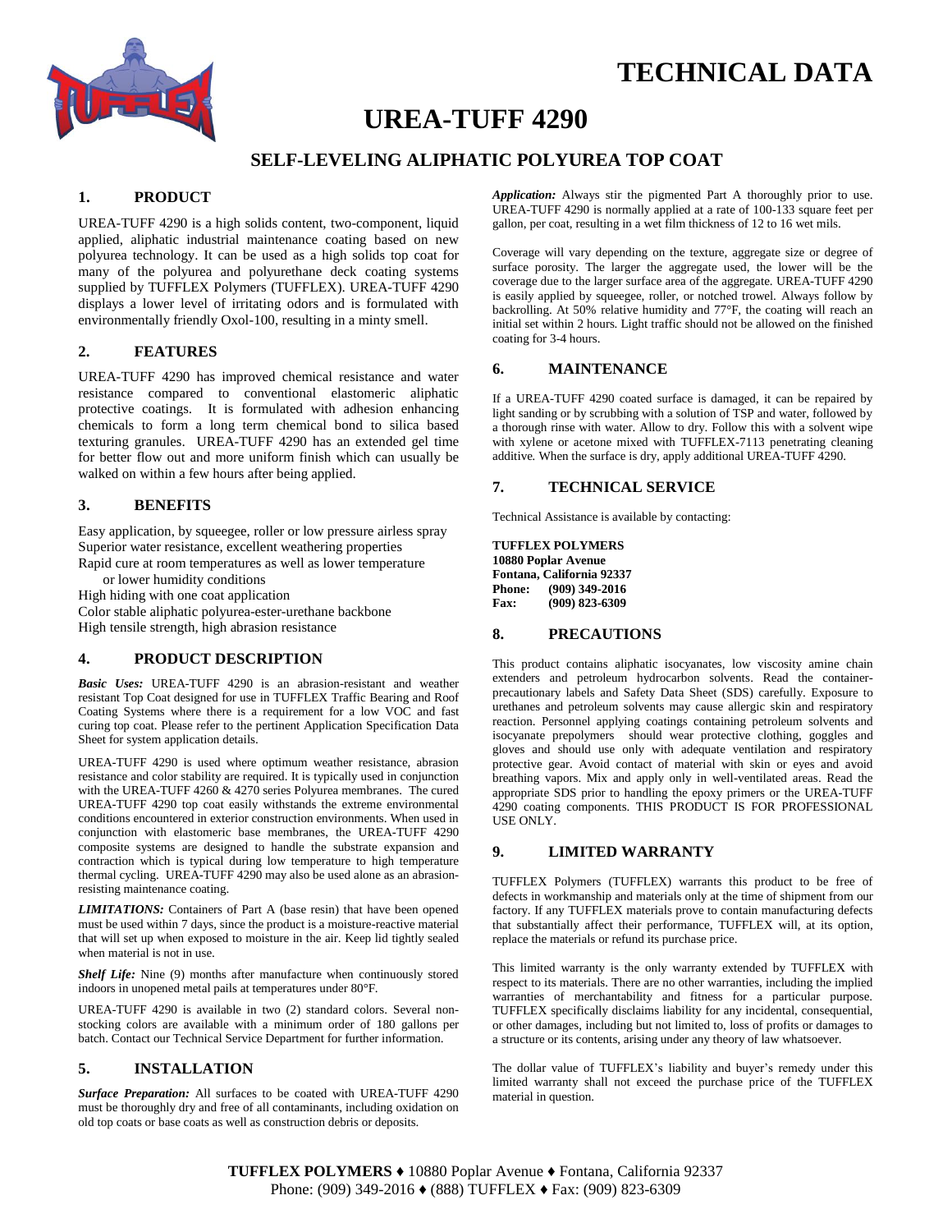# TECHNICAL DATA

# UREA-TUFF 4290

## SELF-LEVELING ALIPHATIC POLYUREA TOP COAT

### 1. PRODUCT

UREA-TUFF 4290 is a high solids content, two-component, liquid applied, aliphatic industrial maintenance coating based on new polyurea technology. It can be used as a high solids top coat for many of the polyurea and polyurethane deck coating systems supplied by TUFFLEX Polymers (TUFFLEX). UREA-TUFF 4290 displays a lower level of irritating odors and is formulated with environmentally friendly Oxol-100, resulting in a minty smell.

### 2. FEATURES

UREA-TUFF 4290 has improved chemical resistance and water resistance compared to conventional elastomeric aliphatic protective coatings. It is formulated with adhesion enhancing chemicals to form a long term chemical bond to silica based texturing granules. UREA-TUFF 4290 has an extended gel time for better flow out and more uniform finish which can usually be walked on within a few hours after being applied.

### 3. BENEFITS

Easy application, by squeegee, roller or low pressure airless spray
Superior water resistance, excellent weathering properties
Rapid cure at room temperatures as well as lower temperature or lower humidity conditions
High hiding with one coat application
Color stable aliphatic polyurea-ester-urethane backbone
High tensile strength, high abrasion resistance

### 4. PRODUCT DESCRIPTION

***Basic Uses:*** UREA-TUFF 4290 is an abrasion-resistant and weather resistant Top Coat designed for use in TUFFLEX Traffic Bearing and Roof Coating Systems where there is a requirement for a low VOC and fast curing top coat. Please refer to the pertinent Application Specification Data Sheet for system application details.

UREA-TUFF 4290 is used where optimum weather resistance, abrasion resistance and color stability are required. It is typically used in conjunction with the UREA-TUFF 4260 & 4270 series Polyurea membranes. The cured UREA-TUFF 4290 top coat easily withstands the extreme environmental conditions encountered in exterior construction environments. When used in conjunction with elastomeric base membranes, the UREA-TUFF 4290 composite systems are designed to handle the substrate expansion and contraction which is typical during low temperature to high temperature thermal cycling. UREA-TUFF 4290 may also be used alone as an abrasion-resisting maintenance coating.

***LIMITATIONS:*** Containers of Part A (base resin) that have been opened must be used within 7 days, since the product is a moisture-reactive material that will set up when exposed to moisture in the air. Keep lid tightly sealed when material is not in use.

***Shelf Life:*** Nine (9) months after manufacture when continuously stored indoors in unopened metal pails at temperatures under 80°F.

UREA-TUFF 4290 is available in two (2) standard colors. Several non-stocking colors are available with a minimum order of 180 gallons per batch. Contact our Technical Service Department for further information.

### 5. INSTALLATION

***Surface Preparation:*** All surfaces to be coated with UREA-TUFF 4290 must be thoroughly dry and free of all contaminants, including oxidation on old top coats or base coats as well as construction debris or deposits.

***Application:*** Always stir the pigmented Part A thoroughly prior to use. UREA-TUFF 4290 is normally applied at a rate of 100-133 square feet per gallon, per coat, resulting in a wet film thickness of 12 to 16 wet mils.

Coverage will vary depending on the texture, aggregate size or degree of surface porosity. The larger the aggregate used, the lower will be the coverage due to the larger surface area of the aggregate. UREA-TUFF 4290 is easily applied by squeegee, roller, or notched trowel. Always follow by backrolling. At 50% relative humidity and 77°F, the coating will reach an initial set within 2 hours. Light traffic should not be allowed on the finished coating for 3-4 hours.

### 6. MAINTENANCE

If a UREA-TUFF 4290 coated surface is damaged, it can be repaired by light sanding or by scrubbing with a solution of TSP and water, followed by a thorough rinse with water. Allow to dry. Follow this with a solvent wipe with xylene or acetone mixed with TUFFLEX-7113 penetrating cleaning additive. When the surface is dry, apply additional UREA-TUFF 4290.

### 7. TECHNICAL SERVICE

Technical Assistance is available by contacting:

**TUFFLEX POLYMERS**
**10880 Poplar Avenue**
**Fontana, California 92337**
**Phone: (909) 349-2016**
**Fax: (909) 823-6309**

### 8. PRECAUTIONS

This product contains aliphatic isocyanates, low viscosity amine chain extenders and petroleum hydrocarbon solvents. Read the container-precautionary labels and Safety Data Sheet (SDS) carefully. Exposure to urethanes and petroleum solvents may cause allergic skin and respiratory reaction. Personnel applying coatings containing petroleum solvents and isocyanate prepolymers should wear protective clothing, goggles and gloves and should use only with adequate ventilation and respiratory protective gear. Avoid contact of material with skin or eyes and avoid breathing vapors. Mix and apply only in well-ventilated areas. Read the appropriate SDS prior to handling the epoxy primers or the UREA-TUFF 4290 coating components. THIS PRODUCT IS FOR PROFESSIONAL USE ONLY.

### 9. LIMITED WARRANTY

TUFFLEX Polymers (TUFFLEX) warrants this product to be free of defects in workmanship and materials only at the time of shipment from our factory. If any TUFFLEX materials prove to contain manufacturing defects that substantially affect their performance, TUFFLEX will, at its option, replace the materials or refund its purchase price.

This limited warranty is the only warranty extended by TUFFLEX with respect to its materials. There are no other warranties, including the implied warranties of merchantability and fitness for a particular purpose. TUFFLEX specifically disclaims liability for any incidental, consequential, or other damages, including but not limited to, loss of profits or damages to a structure or its contents, arising under any theory of law whatsoever.

The dollar value of TUFFLEX's liability and buyer's remedy under this limited warranty shall not exceed the purchase price of the TUFFLEX material in question.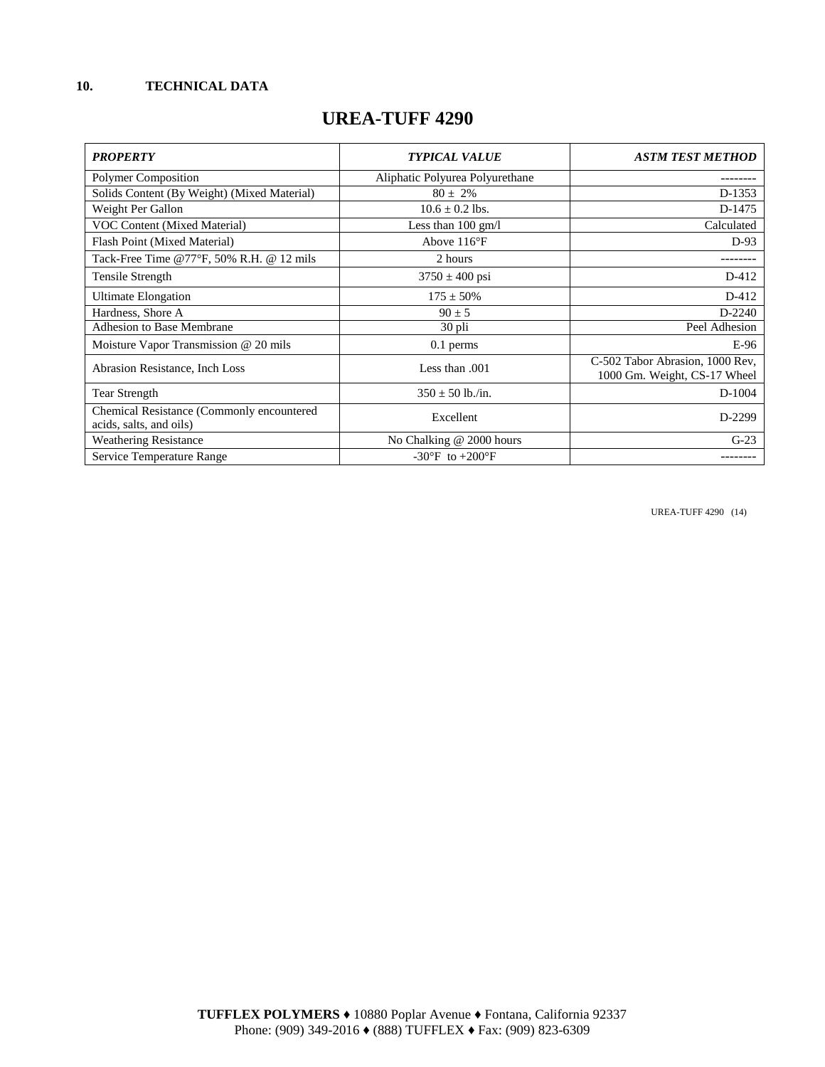## 10. TECHNICAL DATA

# UREA-TUFF 4290

| ***PROPERTY*** | ***TYPICAL VALUE*** | ***ASTM TEST METHOD*** |
|---|---|---|
| Polymer Composition | Aliphatic Polyurea Polyurethane | -------- |
| Solids Content (By Weight) (Mixed Material) | 80 ± 2% | D-1353 |
| Weight Per Gallon | 10.6 ± 0.2 lbs. | D-1475 |
| VOC Content (Mixed Material) | Less than 100 gm/l | Calculated |
| Flash Point (Mixed Material) | Above 116°F | D-93 |
| Tack-Free Time @77°F, 50% R.H. @ 12 mils | 2 hours | -------- |
| Tensile Strength | 3750 ± 400 psi | D-412 |
| Ultimate Elongation | 175 ± 50% | D-412 |
| Hardness, Shore A | 90 ± 5 | D-2240 |
| Adhesion to Base Membrane | 30 pli | Peel Adhesion |
| Moisture Vapor Transmission @ 20 mils | 0.1 perms | E-96 |
| Abrasion Resistance, Inch Loss | Less than .001 | C-502 Tabor Abrasion, 1000 Rev, 1000 Gm. Weight, CS-17 Wheel |
| Tear Strength | 350 ± 50 lb./in. | D-1004 |
| Chemical Resistance (Commonly encountered acids, salts, and oils) | Excellent | D-2299 |
| Weathering Resistance | No Chalking @ 2000 hours | G-23 |
| Service Temperature Range | -30°F to +200°F | -------- |

**TUFFLEX POLYMERS** ♦ 10880 Poplar Avenue ♦ Fontana, California 92337
Phone: (909) 349-2016 ♦ (888) TUFFLEX ♦ Fax: (909) 823-6309